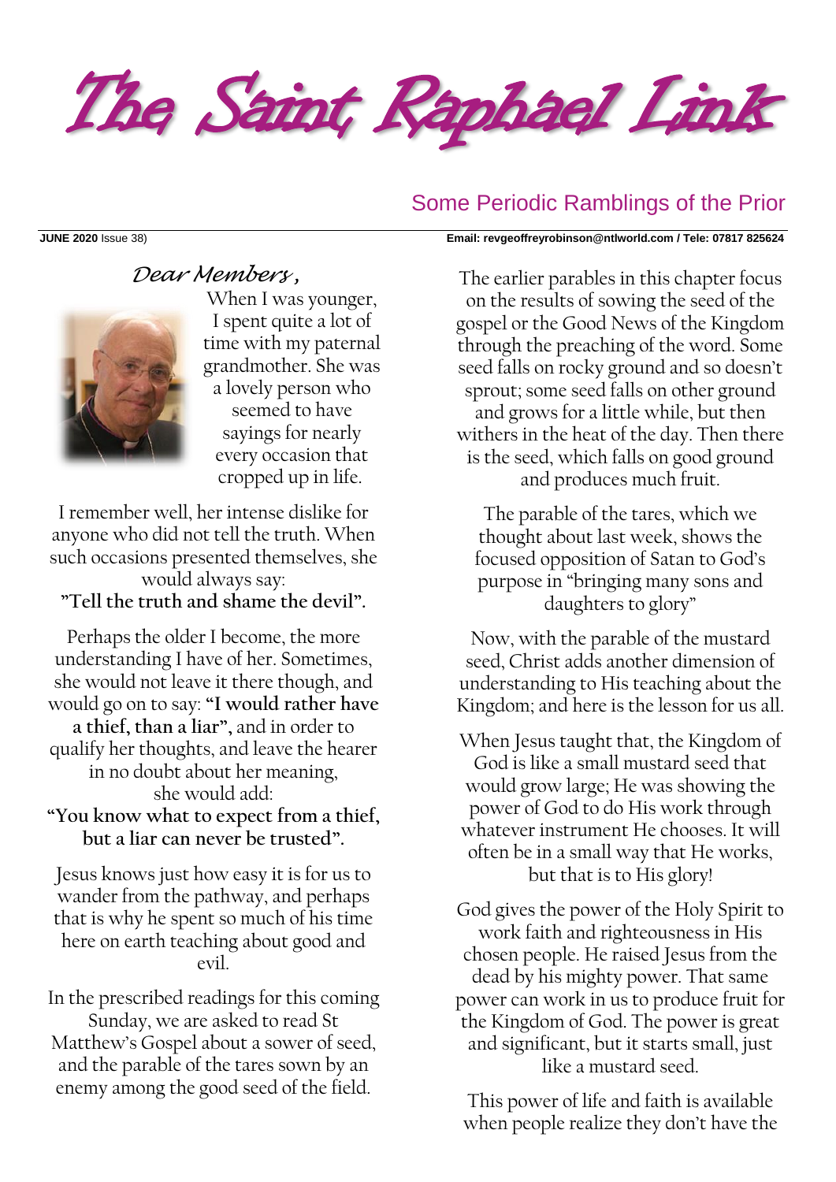# The Saint Raphael Link

## Some Periodic Ramblings of the Prior

**JUNE 2020** Issue 38)  **Email: revgeoffreyrobinson@ntlworld.com / Tele: 07817 825624**

*Dear Members,*

When I was younger, I spent quite a lot of time with my paternal grandmother. She was a lovely person who seemed to have sayings for nearly every occasion that cropped up in life.

I remember well, her intense dislike for anyone who did not tell the truth. When such occasions presented themselves, she would always say:
**"Tell the truth and shame the devil".**

Perhaps the older I become, the more understanding I have of her. Sometimes, she would not leave it there though, and would go on to say: **"I would rather have a thief, than a liar"**, and in order to qualify her thoughts, and leave the hearer in no doubt about her meaning, she would add:
**"You know what to expect from a thief, but a liar can never be trusted".**

Jesus knows just how easy it is for us to wander from the pathway, and perhaps that is why he spent so much of his time here on earth teaching about good and evil.

In the prescribed readings for this coming Sunday, we are asked to read St Matthew's Gospel about a sower of seed, and the parable of the tares sown by an enemy among the good seed of the field.

The earlier parables in this chapter focus on the results of sowing the seed of the gospel or the Good News of the Kingdom through the preaching of the word. Some seed falls on rocky ground and so doesn't sprout; some seed falls on other ground and grows for a little while, but then withers in the heat of the day. Then there is the seed, which falls on good ground and produces much fruit.

The parable of the tares, which we thought about last week, shows the focused opposition of Satan to God's purpose in "bringing many sons and daughters to glory"

Now, with the parable of the mustard seed, Christ adds another dimension of understanding to His teaching about the Kingdom; and here is the lesson for us all.

When Jesus taught that, the Kingdom of God is like a small mustard seed that would grow large; He was showing the power of God to do His work through whatever instrument He chooses. It will often be in a small way that He works, but that is to His glory!

God gives the power of the Holy Spirit to work faith and righteousness in His chosen people. He raised Jesus from the dead by his mighty power. That same power can work in us to produce fruit for the Kingdom of God. The power is great and significant, but it starts small, just like a mustard seed.

This power of life and faith is available when people realize they don't have the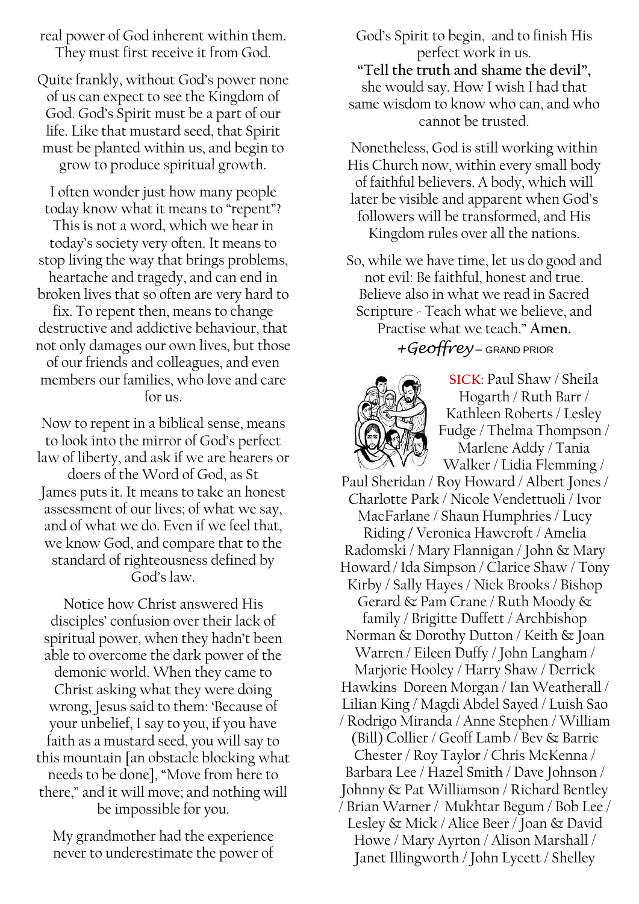real power of God inherent within them. They must first receive it from God.

Quite frankly, without God's power none of us can expect to see the Kingdom of God. God's Spirit must be a part of our life. Like that mustard seed, that Spirit must be planted within us, and begin to grow to produce spiritual growth.

I often wonder just how many people today know what it means to "repent"? This is not a word, which we hear in today's society very often. It means to stop living the way that brings problems, heartache and tragedy, and can end in broken lives that so often are very hard to fix. To repent then, means to change destructive and addictive behaviour, that not only damages our own lives, but those of our friends and colleagues, and even members our families, who love and care for us.

Now to repent in a biblical sense, means to look into the mirror of God's perfect law of liberty, and ask if we are hearers or doers of the Word of God, as St James puts it. It means to take an honest assessment of our lives; of what we say, and of what we do. Even if we feel that, we know God, and compare that to the standard of righteousness defined by God's law.

Notice how Christ answered His disciples' confusion over their lack of spiritual power, when they hadn't been able to overcome the dark power of the demonic world. When they came to Christ asking what they were doing wrong, Jesus said to them: 'Because of your unbelief, I say to you, if you have faith as a mustard seed, you will say to this mountain [an obstacle blocking what needs to be done], "Move from here to there," and it will move; and nothing will be impossible for you.

My grandmother had the experience never to underestimate the power of God's Spirit to begin, and to finish His perfect work in us.

**"Tell the truth and shame the devil",** she would say. How I wish I had that same wisdom to know who can, and who cannot be trusted.

Nonetheless, God is still working within His Church now, within every small body of faithful believers. A body, which will later be visible and apparent when God's followers will be transformed, and His Kingdom rules over all the nations.

So, while we have time, let us do good and not evil: Be faithful, honest and true. Believe also in what we read in Sacred Scripture - Teach what we believe, and Practise what we teach." **Amen.**

*+Geoffrey* – GRAND PRIOR

SICK: Paul Shaw / Sheila Hogarth / Ruth Barr / Kathleen Roberts / Lesley Fudge / Thelma Thompson / Marlene Addy / Tania Walker / Lidia Flemming / Paul Sheridan / Roy Howard / Albert Jones / Charlotte Park / Nicole Vendettuoli / Ivor MacFarlane / Shaun Humphries / Lucy Riding / Veronica Hawcroft / Amelia Radomski / Mary Flannigan / John & Mary Howard / Ida Simpson / Clarice Shaw / Tony Kirby / Sally Hayes / Nick Brooks / Bishop Gerard & Pam Crane / Ruth Moody & family / Brigitte Duffett / Archbishop Norman & Dorothy Dutton / Keith & Joan Warren / Eileen Duffy / John Langham / Marjorie Hooley / Harry Shaw / Derrick Hawkins Doreen Morgan / Ian Weatherall / Lilian King / Magdi Abdel Sayed / Luish Sao / Rodrigo Miranda / Anne Stephen / William (Bill) Collier / Geoff Lamb / Bev & Barrie Chester / Roy Taylor / Chris McKenna / Barbara Lee / Hazel Smith / Dave Johnson / Johnny & Pat Williamson / Richard Bentley / Brian Warner / Mukhtar Begum / Bob Lee / Lesley & Mick / Alice Beer / Joan & David Howe / Mary Ayrton / Alison Marshall / Janet Illingworth / John Lycett / Shelley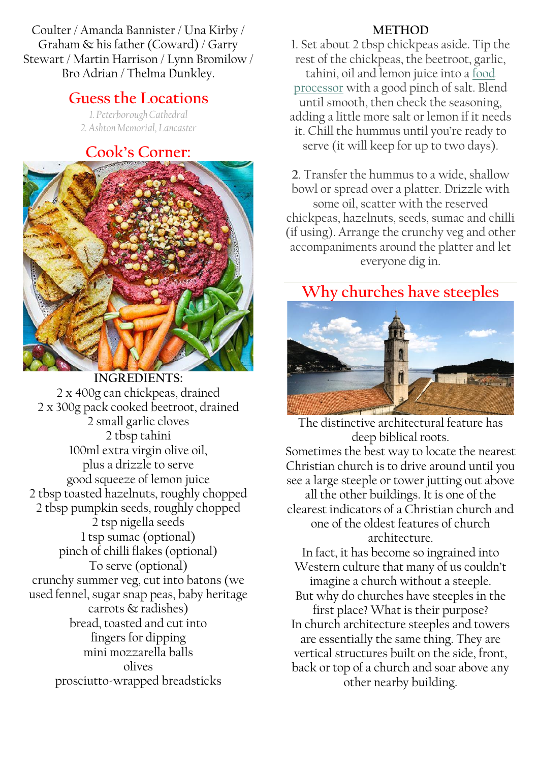Coulter / Amanda Bannister / Una Kirby / Graham & his father (Coward) / Garry Stewart / Martin Harrison / Lynn Bromilow / Bro Adrian / Thelma Dunkley.

## Guess the Locations

*1. Peterborough Cathedral*
*2. Ashton Memorial, Lancaster*

## Cook's Corner:

**INGREDIENTS:**

2 x 400g can chickpeas, drained
2 x 300g pack cooked beetroot, drained
2 small garlic cloves
2 tbsp tahini
100ml extra virgin olive oil, plus a drizzle to serve
good squeeze of lemon juice
2 tbsp toasted hazelnuts, roughly chopped
2 tbsp pumpkin seeds, roughly chopped
2 tsp nigella seeds
1 tsp sumac (optional)
pinch of chilli flakes (optional)
To serve (optional)
crunchy summer veg, cut into batons (we used fennel, sugar snap peas, baby heritage carrots & radishes)
bread, toasted and cut into fingers for dipping
mini mozzarella balls
olives
prosciutto-wrapped breadsticks

**METHOD**

1. Set about 2 tbsp chickpeas aside. Tip the rest of the chickpeas, the beetroot, garlic, tahini, oil and lemon juice into a food processor with a good pinch of salt. Blend until smooth, then check the seasoning, adding a little more salt or lemon if it needs it. Chill the hummus until you're ready to serve (it will keep for up to two days).

2. Transfer the hummus to a wide, shallow bowl or spread over a platter. Drizzle with some oil, scatter with the reserved chickpeas, hazelnuts, seeds, sumac and chilli (if using). Arrange the crunchy veg and other accompaniments around the platter and let everyone dig in.

## Why churches have steeples

The distinctive architectural feature has deep biblical roots.

Sometimes the best way to locate the nearest Christian church is to drive around until you see a large steeple or tower jutting out above all the other buildings. It is one of the clearest indicators of a Christian church and one of the oldest features of church architecture.

In fact, it has become so ingrained into Western culture that many of us couldn't imagine a church without a steeple.

But why do churches have steeples in the first place? What is their purpose?

In church architecture steeples and towers are essentially the same thing. They are vertical structures built on the side, front, back or top of a church and soar above any other nearby building.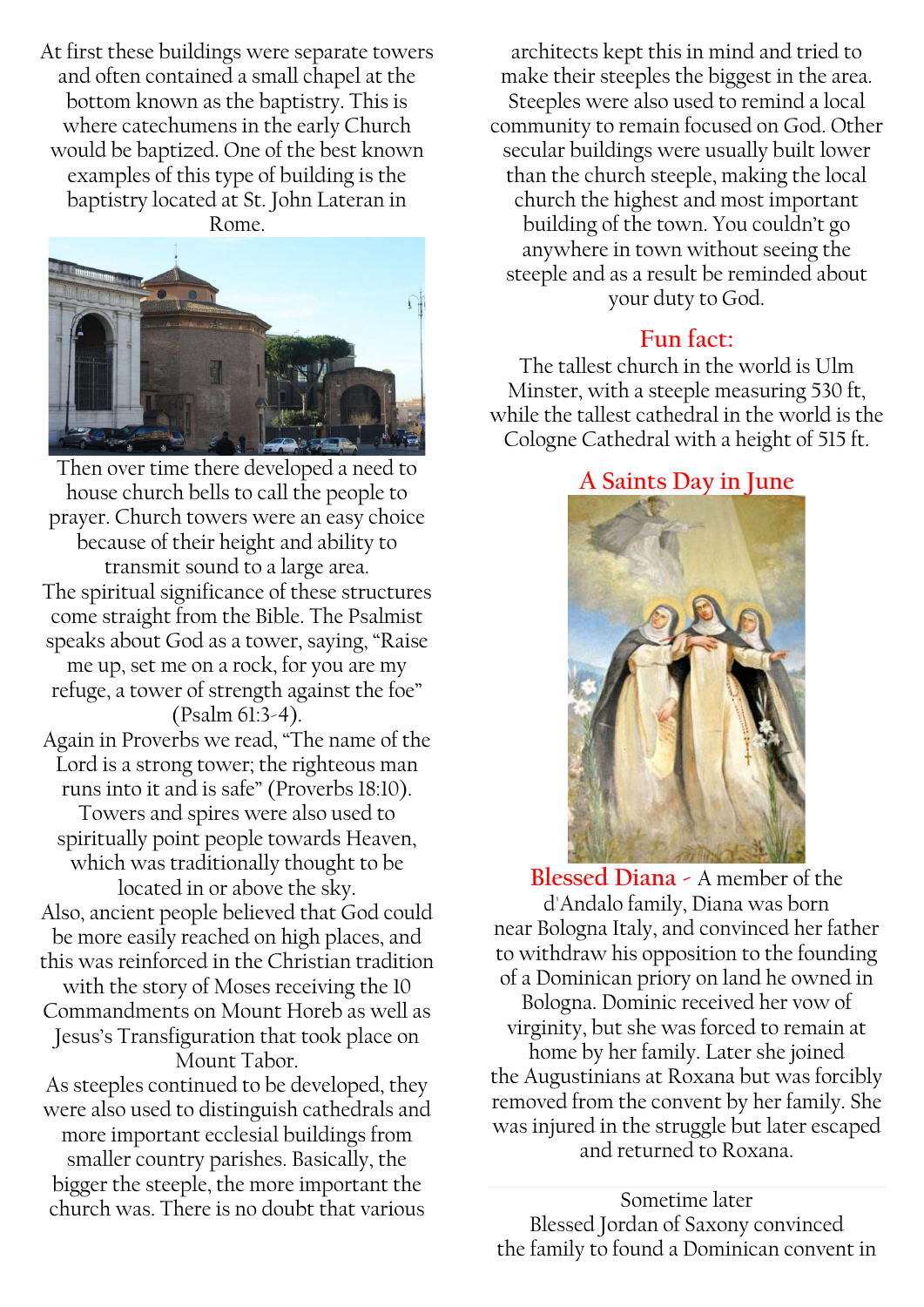At first these buildings were separate towers and often contained a small chapel at the bottom known as the baptistry. This is where catechumens in the early Church would be baptized. One of the best known examples of this type of building is the baptistry located at St. John Lateran in Rome.

Then over time there developed a need to house church bells to call the people to prayer. Church towers were an easy choice because of their height and ability to transmit sound to a large area.

The spiritual significance of these structures come straight from the Bible. The Psalmist speaks about God as a tower, saying, "Raise me up, set me on a rock, for you are my refuge, a tower of strength against the foe" (Psalm 61:3-4).

Again in Proverbs we read, "The name of the Lord is a strong tower; the righteous man runs into it and is safe" (Proverbs 18:10).

Towers and spires were also used to spiritually point people towards Heaven, which was traditionally thought to be located in or above the sky.

Also, ancient people believed that God could be more easily reached on high places, and this was reinforced in the Christian tradition with the story of Moses receiving the 10 Commandments on Mount Horeb as well as Jesus's Transfiguration that took place on Mount Tabor.

As steeples continued to be developed, they were also used to distinguish cathedrals and more important ecclesial buildings from smaller country parishes. Basically, the bigger the steeple, the more important the church was. There is no doubt that various architects kept this in mind and tried to make their steeples the biggest in the area. Steeples were also used to remind a local community to remain focused on God. Other secular buildings were usually built lower than the church steeple, making the local church the highest and most important building of the town. You couldn't go anywhere in town without seeing the steeple and as a result be reminded about your duty to God.

## Fun fact:

The tallest church in the world is Ulm Minster, with a steeple measuring 530 ft, while the tallest cathedral in the world is the Cologne Cathedral with a height of 515 ft.

## A Saints Day in June

**Blessed Diana** - A member of the d'Andalo family, Diana was born near Bologna Italy, and convinced her father to withdraw his opposition to the founding of a Dominican priory on land he owned in Bologna. Dominic received her vow of virginity, but she was forced to remain at home by her family. Later she joined the Augustinians at Roxana but was forcibly removed from the convent by her family. She was injured in the struggle but later escaped and returned to Roxana.

Sometime later Blessed Jordan of Saxony convinced the family to found a Dominican convent in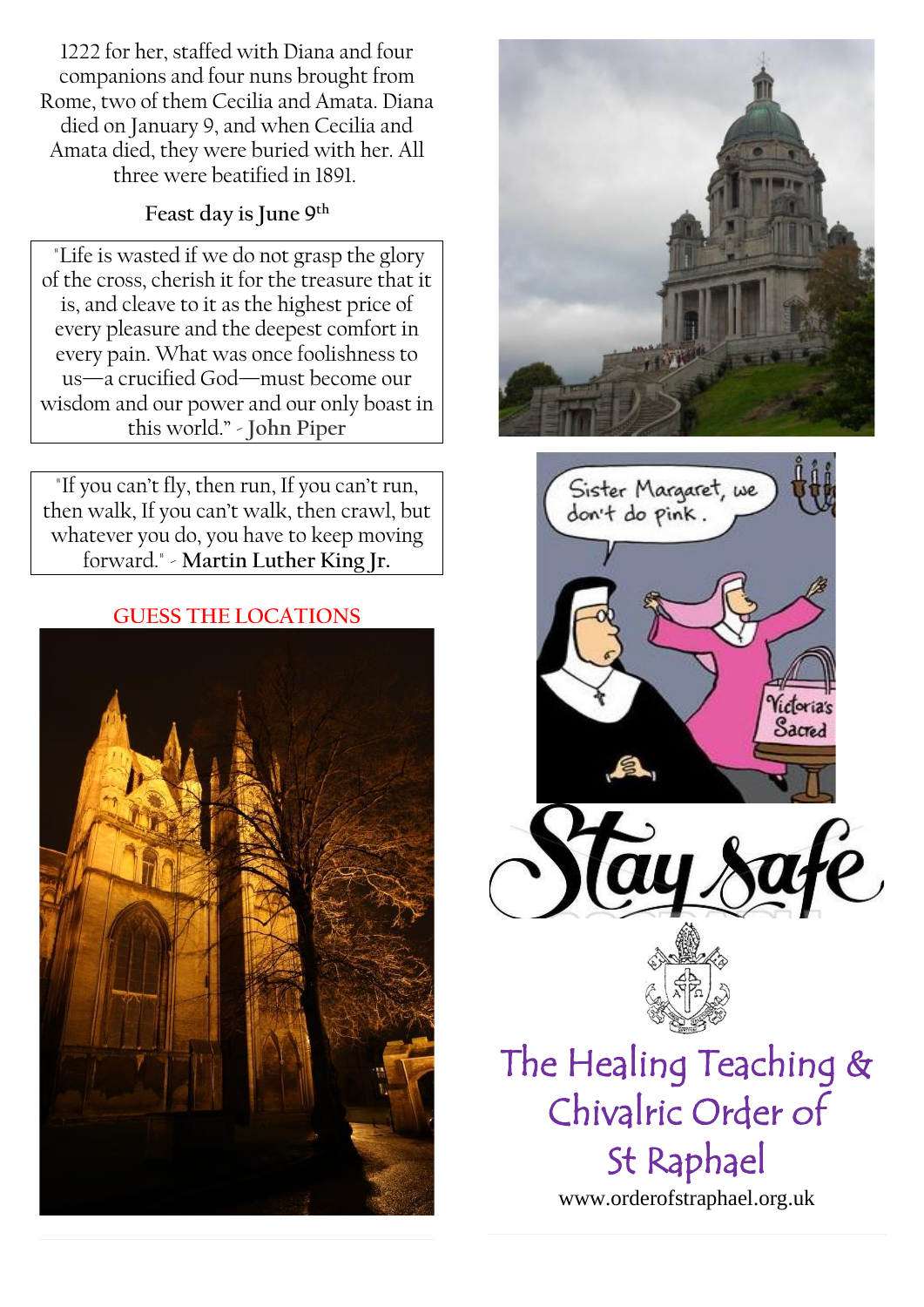1222 for her, staffed with Diana and four companions and four nuns brought from Rome, two of them Cecilia and Amata. Diana died on January 9, and when Cecilia and Amata died, they were buried with her. All three were beatified in 1891.

**Feast day is June 9th**

"Life is wasted if we do not grasp the glory of the cross, cherish it for the treasure that it is, and cleave to it as the highest price of every pleasure and the deepest comfort in every pain. What was once foolishness to us—a crucified God—must become our wisdom and our power and our only boast in this world." - **John Piper**

"If you can't fly, then run, If you can't run, then walk, If you can't walk, then crawl, but whatever you do, you have to keep moving forward." - **Martin Luther King Jr.**

GUESS THE LOCATIONS

Stay safe

The Healing Teaching & Chivalric Order of St Raphael

www.orderofstraphael.org.uk